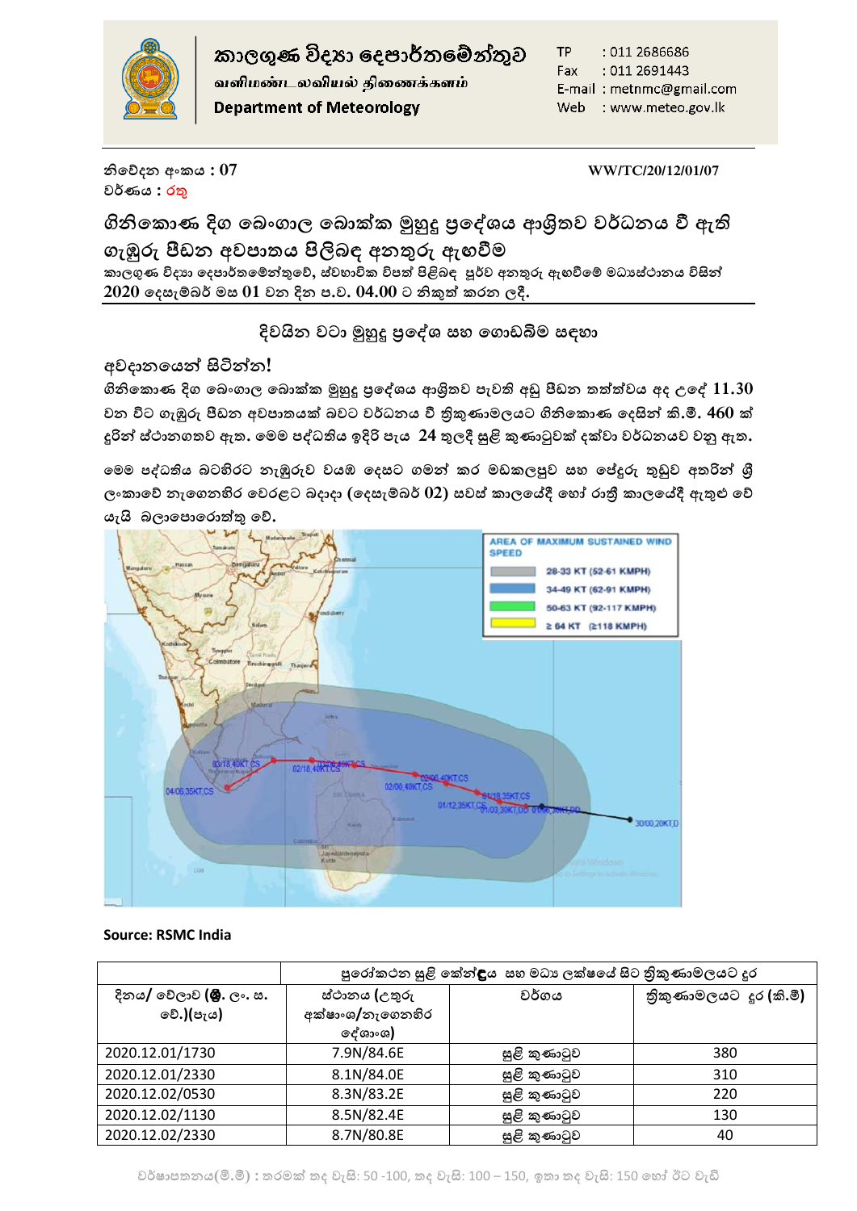# කාලගුණ විද්‍යා දෙපාර්තමේන්තුව
**வளிமண்டலவியல் திணைக்களம்**
**Department of Meteorology**

TP : 011 2686686
Fax : 011 2691443
E-mail : metnmc@gmail.com
Web : www.meteo.gov.lk

නිවේදන අංකය : 07 **WW/TC/20/12/01/07**
වර්ණය : රතු

## ගිනිකොණ දිග බෙංගාල බොක්ක මුහුදු ප්‍රදේශය ආශ්‍රිතව වර්ධනය වී ඇති ගැඹුරු පීඩන අවපාතය පිළිබඳ අනතුරු ඇඟවීම

කාලගුණ විද්‍යා දෙපාර්තමේන්තුවේ, ස්වභාවික විපත් පිළිබඳ පූර්ව අනතුරු ඇඟවීමේ මධ්‍යස්ථානය විසින් **2020 දෙසැම්බර් මස 01 වන දින ප.ව. 04.00 ට නිකුත් කරන ලදී.**

### දිවයින වටා මුහුදු ප්‍රදේශ සහ ගොඩබිම සඳහා

**අවදානයෙන් සිටින්න!**

ගිනිකොණ දිග බෙංගාල බොක්ක මුහුදු ප්‍රදේශය ආශ්‍රිතව පැවති අඩු පීඩන තත්ත්වය අද උදේ 11.30 වන විට ගැඹුරු පීඩන අවපාතයක් බවට වර්ධනය වී ත්‍රිකුණාමලයට ගිනිකොණ දෙසින් කි.මී. 460 ක් දුරින් ස්ථානගතව ඇත. මෙම පද්ධතිය ඉදිරි පැය 24 තුලදී සුළි කුණාටුවක් දක්වා වර්ධනයව වනු ඇත.

මෙම පද්ධතිය බටහිරට නැඹුරුව වයඹ දෙසට ගමන් කර මඩකලපුව සහ පේදුරු තුඩුව අතරින් ශ්‍රී ලංකාවේ නැගෙනහිර වෙරළට බදාදා (දෙසැම්බර් 02) සවස් කාලයේදී හෝ රාත්‍රී කාලයේදී ඇතුළු වේ යැයි බලාපොරොත්තු වේ.

Source: RSMC India

| දිනය/ වේලාව (ශ්‍රී. ලං. ස. වේ.)(පැය) | පුරෝකථන සුළි කේන්ද්‍රය සහ මධ්‍ය ලක්ෂයේ සිට ත්‍රිකුණාමලයට දුර | | |
|---|---|---|---|
| | ස්ථානය (උතුරු අක්ෂාංශ/නැගෙනහිර දේශාංශ) | වර්ගය | ත්‍රිකුණාමලයට දුර (කි.මී) |
| 2020.12.01/1730 | 7.9N/84.6E | සුළි කුණාටුව | 380 |
| 2020.12.01/2330 | 8.1N/84.0E | සුළි කුණාටුව | 310 |
| 2020.12.02/0530 | 8.3N/83.2E | සුළි කුණාටුව | 220 |
| 2020.12.02/1130 | 8.5N/82.4E | සුළි කුණාටුව | 130 |
| 2020.12.02/2330 | 8.7N/80.8E | සුළි කුණාටුව | 40 |

වර්ෂාපතනය(මි.මී) : තරමක් තද වැසි: 50 -100, තද වැසි: 100 – 150, ඉතා තද වැසි: 150 හෝ ඊට වැඩි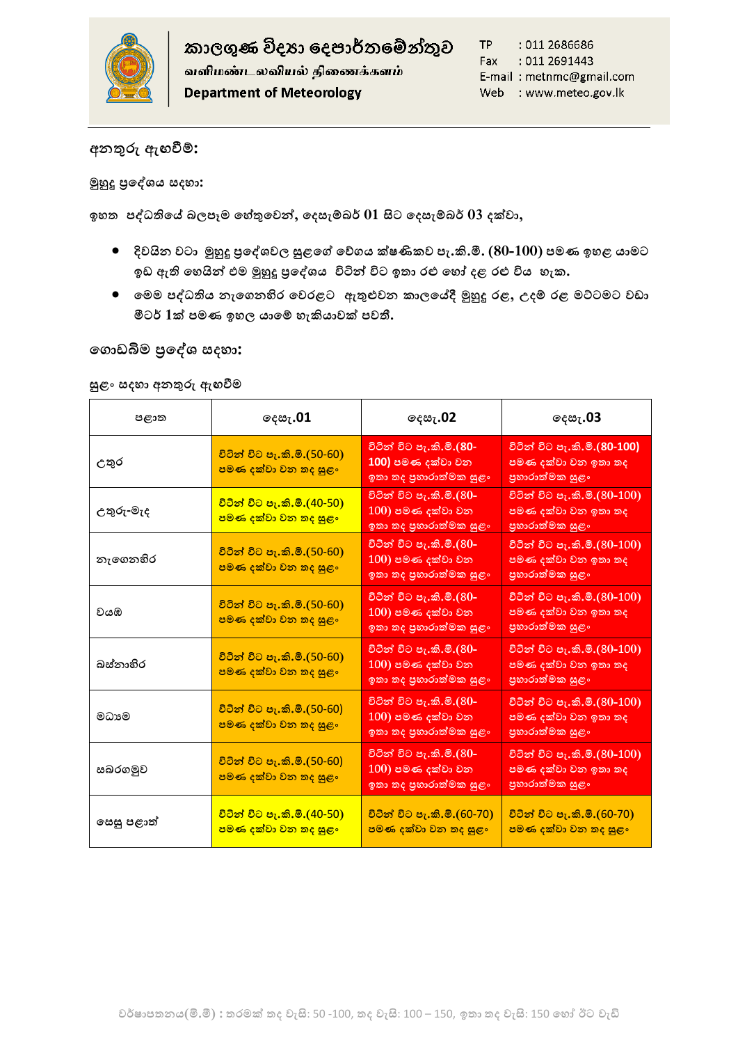කාලගුණ විද්‍යා දෙපාර්තමේන්තුව
வளிமண்டலவியல் திணைக்களம்
Department of Meteorology

TP : 011 2686686
Fax : 011 2691443
E-mail : metnmc@gmail.com
Web : www.meteo.gov.lk

## අනතුරු ඇඟවීම්:

**මුහුදු ප්‍රදේශය සඳහා:**

**ඉහත පද්ධතියේ බලපෑම හේතුවෙන්, දෙසැම්බර් 01 සිට දෙසැම්බර් 03 දක්වා,**

- **දිවයින වටා මුහුදු ප්‍රදේශවල සුළගේ වේගය ක්ෂණිකව පැ.කි.මී. (80-100) පමණ ඉහළ යාමට ඉඩ ඇති හෙයින් එම මුහුදු ප්‍රදේශය විටින් විට ඉතා රළු හෝ දළ රළු විය හැක.**
- **මෙම පද්ධතිය නැගෙනහිර වෙරළට ඇතුළුවන කාලයේදී මුහුදු රළ, උදම් රළ මට්ටමට වඩා මීටර් 1ක් පමණ ඉහල යාමේ හැකියාවක් පවතී.**

## ගොඩබිම ප්‍රදේශ සඳහා:

**සුළං සඳහා අනතුරු ඇඟවීම**

| පළාත | දෙසැ.01 | දෙසැ.02 | දෙසැ.03 |
|---|---|---|---|
| උතුර | විටින් විට පැ.කි.මී.(50-60) පමණ දක්වා වන තද සුළං | විටින් විට පැ.කි.මී.(80-100) පමණ දක්වා වන ඉතා තද ප්‍රහාරාත්මක සුළං | විටින් විට පැ.කි.මී.(80-100) පමණ දක්වා වන ඉතා තද ප්‍රහාරාත්මක සුළං |
| උතුරු-මැද | විටින් විට පැ.කි.මී.(40-50) පමණ දක්වා වන තද සුළං | විටින් විට පැ.කි.මී.(80-100) පමණ දක්වා වන ඉතා තද ප්‍රහාරාත්මක සුළං | විටින් විට පැ.කි.මී.(80-100) පමණ දක්වා වන ඉතා තද ප්‍රහාරාත්මක සුළං |
| නැගෙනහිර | විටින් විට පැ.කි.මී.(50-60) පමණ දක්වා වන තද සුළං | විටින් විට පැ.කි.මී.(80-100) පමණ දක්වා වන ඉතා තද ප්‍රහාරාත්මක සුළං | විටින් විට පැ.කි.මී.(80-100) පමණ දක්වා වන ඉතා තද ප්‍රහාරාත්මක සුළං |
| වයඹ | විටින් විට පැ.කි.මී.(50-60) පමණ දක්වා වන තද සුළං | විටින් විට පැ.කි.මී.(80-100) පමණ දක්වා වන ඉතා තද ප්‍රහාරාත්මක සුළං | විටින් විට පැ.කි.මී.(80-100) පමණ දක්වා වන ඉතා තද ප්‍රහාරාත්මක සුළං |
| බස්නාහිර | විටින් විට පැ.කි.මී.(50-60) පමණ දක්වා වන තද සුළං | විටින් විට පැ.කි.මී.(80-100) පමණ දක්වා වන ඉතා තද ප්‍රහාරාත්මක සුළං | විටින් විට පැ.කි.මී.(80-100) පමණ දක්වා වන ඉතා තද ප්‍රහාරාත්මක සුළං |
| මධ්‍යම | විටින් විට පැ.කි.මී.(50-60) පමණ දක්වා වන තද සුළං | විටින් විට පැ.කි.මී.(80-100) පමණ දක්වා වන ඉතා තද ප්‍රහාරාත්මක සුළං | විටින් විට පැ.කි.මී.(80-100) පමණ දක්වා වන ඉතා තද ප්‍රහාරාත්මක සුළං |
| සබරගමුව | විටින් විට පැ.කි.මී.(50-60) පමණ දක්වා වන තද සුළං | විටින් විට පැ.කි.මී.(80-100) පමණ දක්වා වන ඉතා තද ප්‍රහාරාත්මක සුළං | විටින් විට පැ.කි.මී.(80-100) පමණ දක්වා වන ඉතා තද ප්‍රහාරාත්මක සුළං |
| සෙසු පළාත් | විටින් විට පැ.කි.මී.(40-50) පමණ දක්වා වන තද සුළං | විටින් විට පැ.කි.මී.(60-70) පමණ දක්වා වන තද සුළං | විටින් විට පැ.කි.මී.(60-70) පමණ දක්වා වන තද සුළං |

වර්ෂාපතනය(මි.මී) : තරමක් තද වැසි: 50 -100, තද වැසි: 100 – 150, ඉතා තද වැසි: 150 හෝ ඊට වැඩි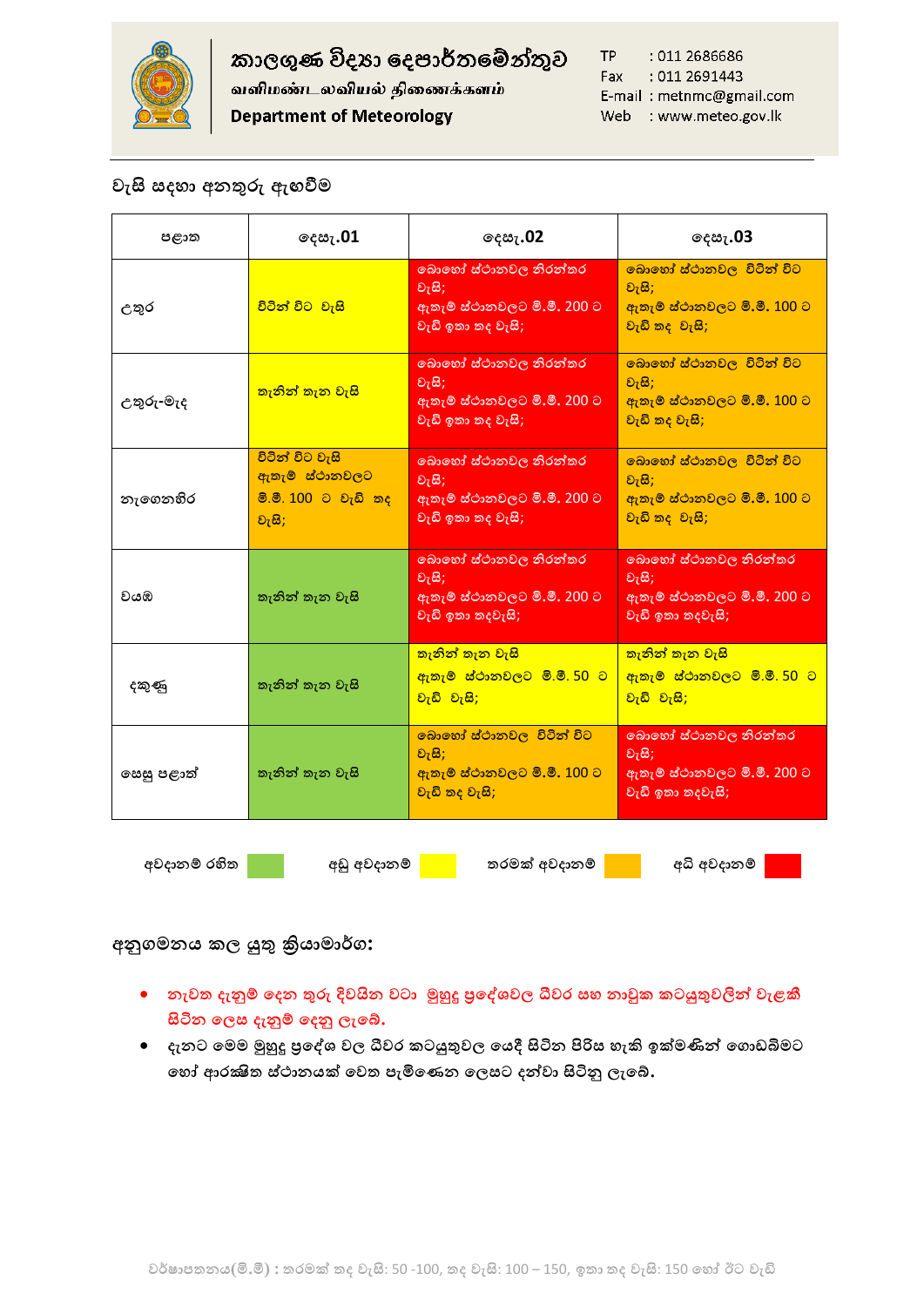# කාලගුණ විද්‍යා දෙපාර්තමේන්තුව

**வளிமண்டலவியல் திணைக்களம்**

**Department of Meteorology**

TP : 011 2686686
Fax : 011 2691443
E-mail : metnmc@gmail.com
Web : www.meteo.gov.lk

## වැසි සඳහා අනතුරු ඇඟවීම

| පළාත | දෙසැ.01 | දෙසැ.02 | දෙසැ.03 |
|---|---|---|---|
| උතුර | විටින් විට වැසි | බොහෝ ස්ථානවල නිරන්තර වැසි; ඇතැම් ස්ථානවලට මි.මී. 200 ට වැඩි ඉතා තද වැසි; | බොහෝ ස්ථානවල විටින් විට වැසි; ඇතැම් ස්ථානවලට මි.මී. 100 ට වැඩි තද වැසි; |
| උතුරු-මැද | තැනින් තැන වැසි | බොහෝ ස්ථානවල නිරන්තර වැසි; ඇතැම් ස්ථානවලට මි.මී. 200 ට වැඩි ඉතා තද වැසි; | බොහෝ ස්ථානවල විටින් විට වැසි; ඇතැම් ස්ථානවලට මි.මී. 100 ට වැඩි තද වැසි; |
| නැගෙනහිර | විටින් විට වැසි ඇතැම් ස්ථානවලට මි.මී. 100 ට වැඩි තද වැසි; | බොහෝ ස්ථානවල නිරන්තර වැසි; ඇතැම් ස්ථානවලට මි.මී. 200 ට වැඩි ඉතා තද වැසි; | බොහෝ ස්ථානවල විටින් විට වැසි; ඇතැම් ස්ථානවලට මි.මී. 100 ට වැඩි තද වැසි; |
| වයඹ | තැනින් තැන වැසි | බොහෝ ස්ථානවල නිරන්තර වැසි; ඇතැම් ස්ථානවලට මි.මී. 200 ට වැඩි ඉතා තදවැසි; | බොහෝ ස්ථානවල නිරන්තර වැසි; ඇතැම් ස්ථානවලට මි.මී. 200 ට වැඩි ඉතා තදවැසි; |
| දකුණු | තැනින් තැන වැසි | තැනින් තැන වැසි ඇතැම් ස්ථානවලට මි.මී. 50 ට වැඩි වැසි; | තැනින් තැන වැසි ඇතැම් ස්ථානවලට මි.මී. 50 ට වැඩි වැසි; |
| සෙසු පළාත් | තැනින් තැන වැසි | බොහෝ ස්ථානවල විටින් විට වැසි; ඇතැම් ස්ථානවලට මි.මී. 100 ට වැඩි තද වැසි; | බොහෝ ස්ථානවල නිරන්තර වැසි; ඇතැම් ස්ථානවලට මි.මී. 200 ට වැඩි ඉතා තදවැසි; |

අවදානම් රහිත (කොළ) | අඩු අවදානම් (කහ) | තරමක් අවදානම් (තැඹිලි) | අධි අවදානම් (රතු)

## අනුගමනය කල යුතු ක්‍රියාමාර්ග:

- **නැවත දැනුම් දෙන තුරු දිවයින වටා මුහුදු ප්‍රදේශවල ධීවර සහ නාවුක කටයුතුවලින් වැළකී සිටින ලෙස දැනුම් දෙනු ලැබේ.**
- **දැනට මෙම මුහුදු ප්‍රදේශ වල ධීවර කටයුතුවල යෙදී සිටින පිරිස හැකි ඉක්මණින් ගොඩබිමට හෝ ආරක්ෂිත ස්ථානයක් වෙත පැමිණෙන ලෙසට දන්වා සිටිනු ලැබේ.**

වර්ෂාපතනය(මි.මී) : තරමක් තද වැසි: 50 -100, තද වැසි: 100 – 150, ඉතා තද වැසි: 150 හෝ ඊට වැඩි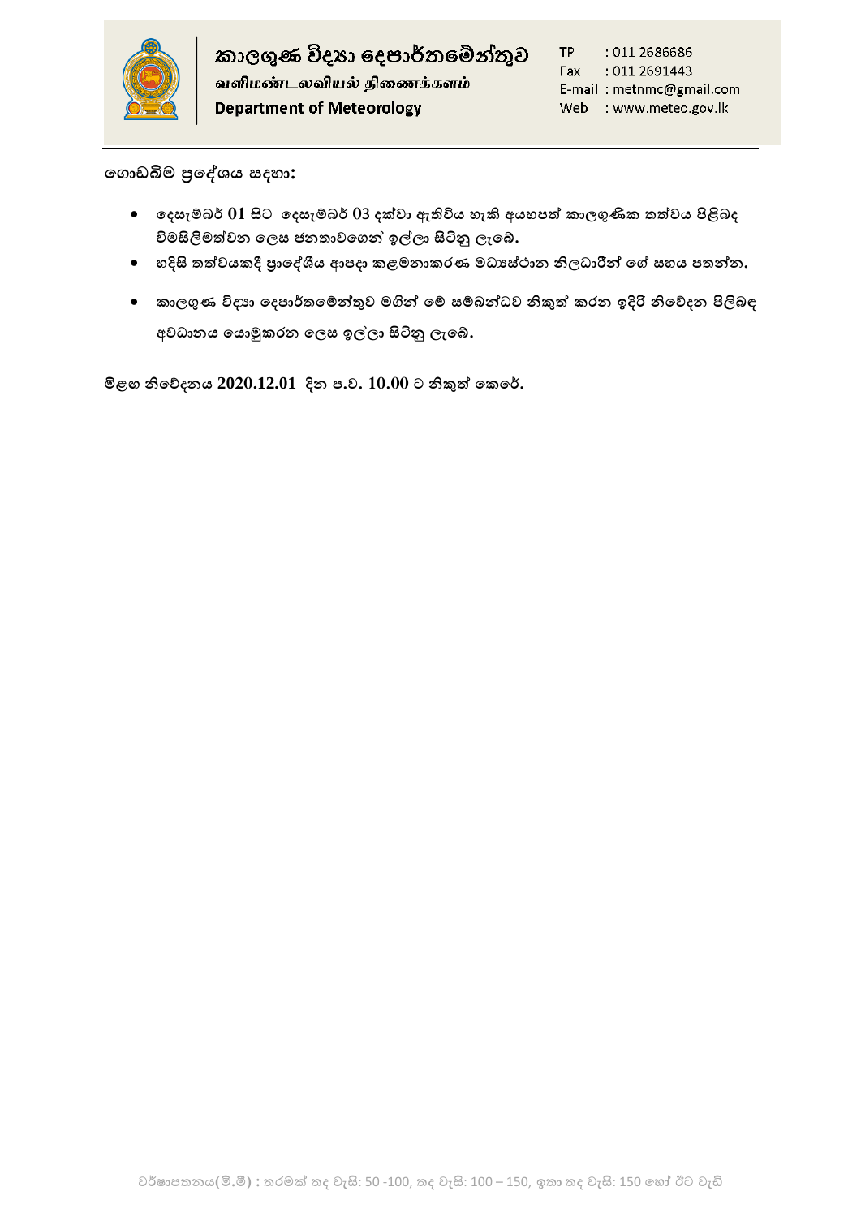**ගොඩබිම ප්‍රදේශය සඳහා:**

- **දෙසැම්බර් 01 සිට දෙසැම්බර් 03 දක්වා ඇතිවිය හැකි අයහපත් කාලගුණික තත්වය පිළිබඳ විමසිලිමත්වන ලෙස ජනතාවගෙන් ඉල්ලා සිටිනු ලැබේ.**
- **හදිසි තත්වයකදී ප්‍රාදේශීය ආපදා කළමනාකරණ මධ්‍යස්ථාන නිලධාරීන් ගේ සහය පතන්න.**
- **කාලගුණ විද්‍යා දෙපාර්තමේන්තුව මගින් මේ සම්බන්ධව නිකුත් කරන ඉදිරි නිවේදන පිළිබඳ අවධානය යොමුකරන ලෙස ඉල්ලා සිටිනු ලැබේ.**

**මීළඟ නිවේදනය 2020.12.01 දින ප.ව. 10.00 ට නිකුත් කෙරේ.**

වර්ෂාපතනය(මි.මී) **:** තරමක් තද වැසි: 50 -100, තද වැසි: 100 – 150, ඉතා තද වැසි: 150 හෝ ඊට වැඩි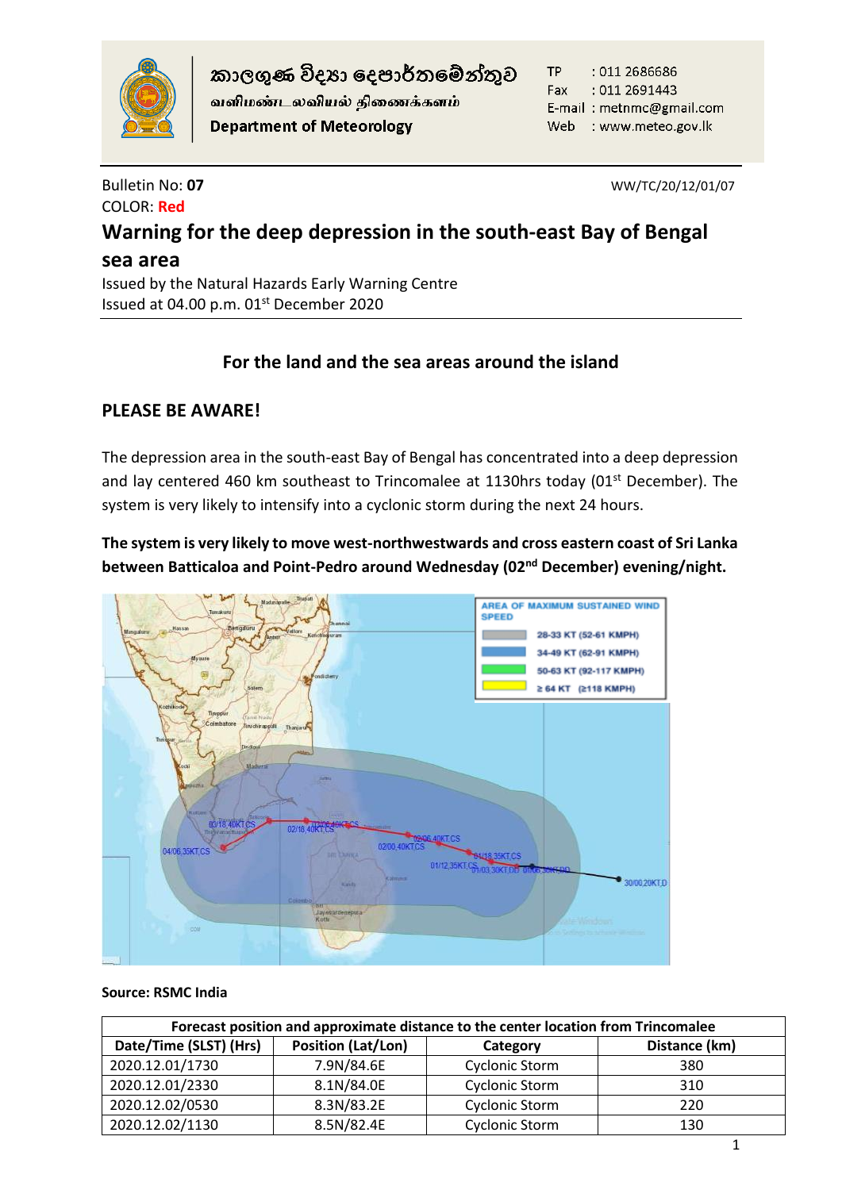කාලගුණ විද්‍යා දෙපාර්තමේන්තුව
வளிமண்டலவியல் திணைக்களம்
Department of Meteorology

TP : 011 2686686
Fax : 011 2691443
E-mail : metnmc@gmail.com
Web : www.meteo.gov.lk

Bulletin No: **07** WW/TC/20/12/01/07

COLOR: **Red**

# Warning for the deep depression in the south-east Bay of Bengal sea area

Issued by the Natural Hazards Early Warning Centre
Issued at 04.00 p.m. 01st December 2020

## For the land and the sea areas around the island

## PLEASE BE AWARE!

The depression area in the south-east Bay of Bengal has concentrated into a deep depression and lay centered 460 km southeast to Trincomalee at 1130hrs today (01st December). The system is very likely to intensify into a cyclonic storm during the next 24 hours.

**The system is very likely to move west-northwestwards and cross eastern coast of Sri Lanka between Batticaloa and Point-Pedro around Wednesday (02nd December) evening/night.**

**Source: RSMC India**

| Forecast position and approximate distance to the center location from Trincomalee | | | |
|---|---|---|---|
| Date/Time (SLST) (Hrs) | Position (Lat/Lon) | Category | Distance (km) |
| 2020.12.01/1730 | 7.9N/84.6E | Cyclonic Storm | 380 |
| 2020.12.01/2330 | 8.1N/84.0E | Cyclonic Storm | 310 |
| 2020.12.02/0530 | 8.3N/83.2E | Cyclonic Storm | 220 |
| 2020.12.02/1130 | 8.5N/82.4E | Cyclonic Storm | 130 |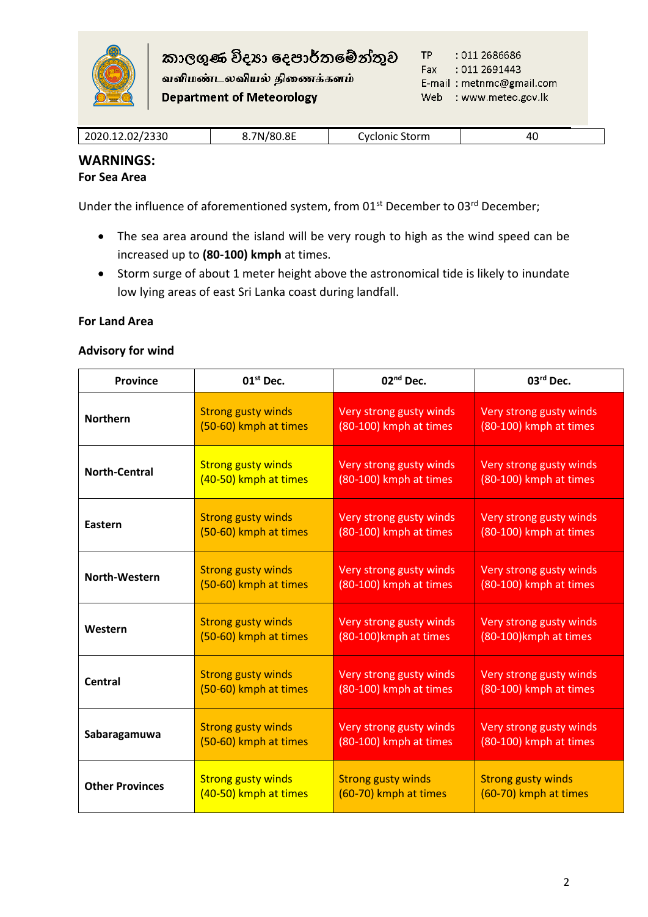කාලගුණ විද්‍යා දෙපාර්තමේන්තුව
வளிமண்டலவியல் திணைக்களம்
Department of Meteorology

TP : 011 2686686
Fax : 011 2691443
E-mail : metnmc@gmail.com
Web : www.meteo.gov.lk

| 2020.12.02/2330 | 8.7N/80.8E | Cyclonic Storm | 40 |
|---|---|---|---|

## WARNINGS:

### For Sea Area

Under the influence of aforementioned system, from 01st December to 03rd December;

- The sea area around the island will be very rough to high as the wind speed can be increased up to **(80-100) kmph** at times.
- Storm surge of about 1 meter height above the astronomical tide is likely to inundate low lying areas of east Sri Lanka coast during landfall.

### For Land Area

### Advisory for wind

| Province | 01st Dec. | 02nd Dec. | 03rd Dec. |
|---|---|---|---|
| **Northern** | Strong gusty winds (50-60) kmph at times | Very strong gusty winds (80-100) kmph at times | Very strong gusty winds (80-100) kmph at times |
| **North-Central** | Strong gusty winds (40-50) kmph at times | Very strong gusty winds (80-100) kmph at times | Very strong gusty winds (80-100) kmph at times |
| **Eastern** | Strong gusty winds (50-60) kmph at times | Very strong gusty winds (80-100) kmph at times | Very strong gusty winds (80-100) kmph at times |
| **North-Western** | Strong gusty winds (50-60) kmph at times | Very strong gusty winds (80-100) kmph at times | Very strong gusty winds (80-100) kmph at times |
| **Western** | Strong gusty winds (50-60) kmph at times | Very strong gusty winds (80-100)kmph at times | Very strong gusty winds (80-100)kmph at times |
| **Central** | Strong gusty winds (50-60) kmph at times | Very strong gusty winds (80-100) kmph at times | Very strong gusty winds (80-100) kmph at times |
| **Sabaragamuwa** | Strong gusty winds (50-60) kmph at times | Very strong gusty winds (80-100) kmph at times | Very strong gusty winds (80-100) kmph at times |
| **Other Provinces** | Strong gusty winds (40-50) kmph at times | Strong gusty winds (60-70) kmph at times | Strong gusty winds (60-70) kmph at times |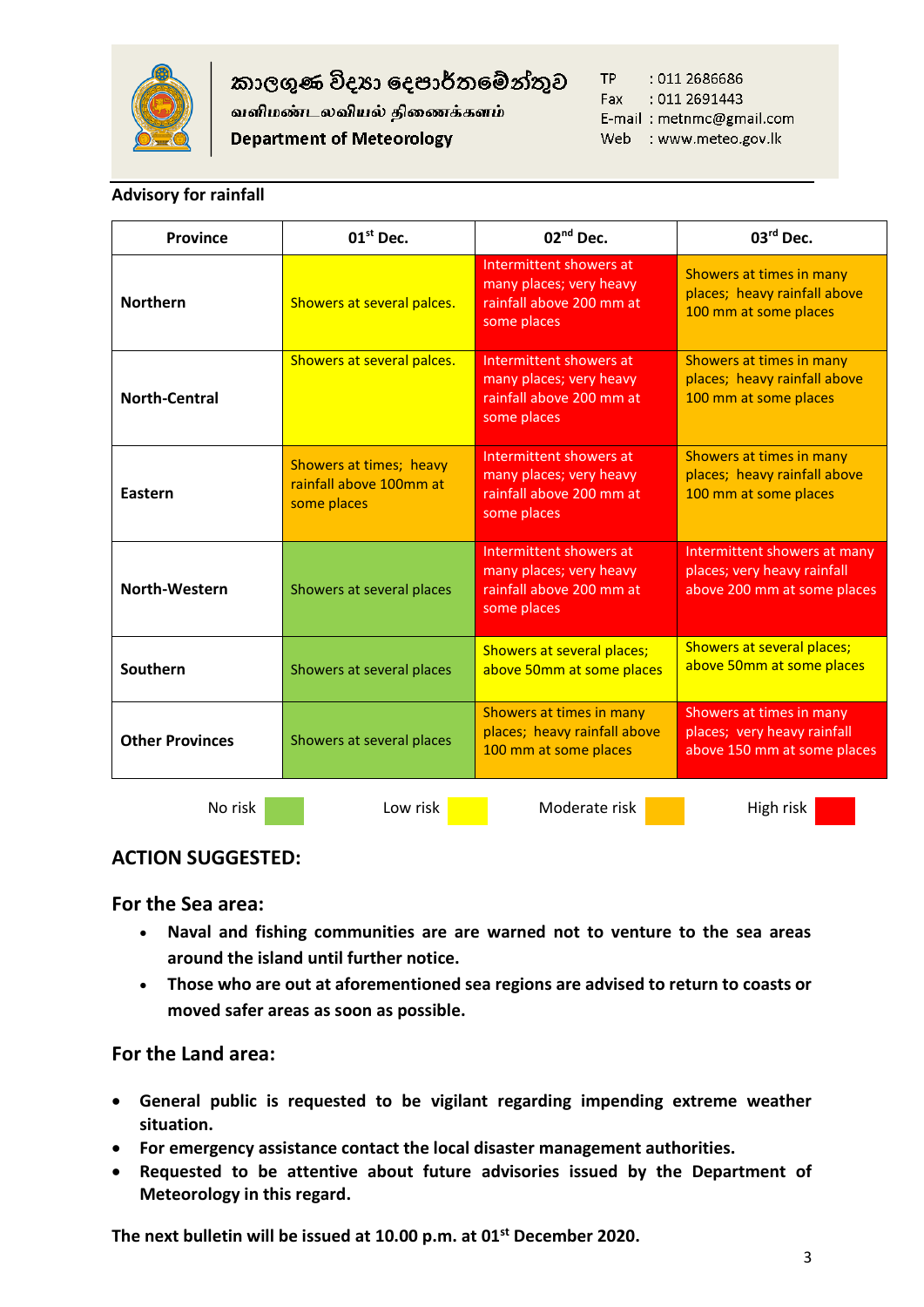කාලගුණ විද්‍යා දෙපාර්තමේන්තුව
வளிமண்டலவியல் திணைக்களம்
Department of Meteorology

TP : 011 2686686
Fax : 011 2691443
E-mail : metnmc@gmail.com
Web : www.meteo.gov.lk

**Advisory for rainfall**

| Province | 01st Dec. | 02nd Dec. | 03rd Dec. |
|---|---|---|---|
| **Northern** | Showers at several palces. | Intermittent showers at many places; very heavy rainfall above 200 mm at some places | Showers at times in many places; heavy rainfall above 100 mm at some places |
| **North-Central** | Showers at several palces. | Intermittent showers at many places; very heavy rainfall above 200 mm at some places | Showers at times in many places; heavy rainfall above 100 mm at some places |
| **Eastern** | Showers at times; heavy rainfall above 100mm at some places | Intermittent showers at many places; very heavy rainfall above 200 mm at some places | Showers at times in many places; heavy rainfall above 100 mm at some places |
| **North-Western** | Showers at several places | Intermittent showers at many places; very heavy rainfall above 200 mm at some places | Intermittent showers at many places; very heavy rainfall above 200 mm at some places |
| **Southern** | Showers at several places | Showers at several places; above 50mm at some places | Showers at several places; above 50mm at some places |
| **Other Provinces** | Showers at several places | Showers at times in many places; heavy rainfall above 100 mm at some places | Showers at times in many places; very heavy rainfall above 150 mm at some places |

No risk    Low risk    Moderate risk    High risk

## ACTION SUGGESTED:

### For the Sea area:

- **Naval and fishing communities are are warned not to venture to the sea areas around the island until further notice.**
- **Those who are out at aforementioned sea regions are advised to return to coasts or moved safer areas as soon as possible.**

### For the Land area:

- **General public is requested to be vigilant regarding impending extreme weather situation.**
- **For emergency assistance contact the local disaster management authorities.**
- **Requested to be attentive about future advisories issued by the Department of Meteorology in this regard.**

**The next bulletin will be issued at 10.00 p.m. at 01st December 2020.**